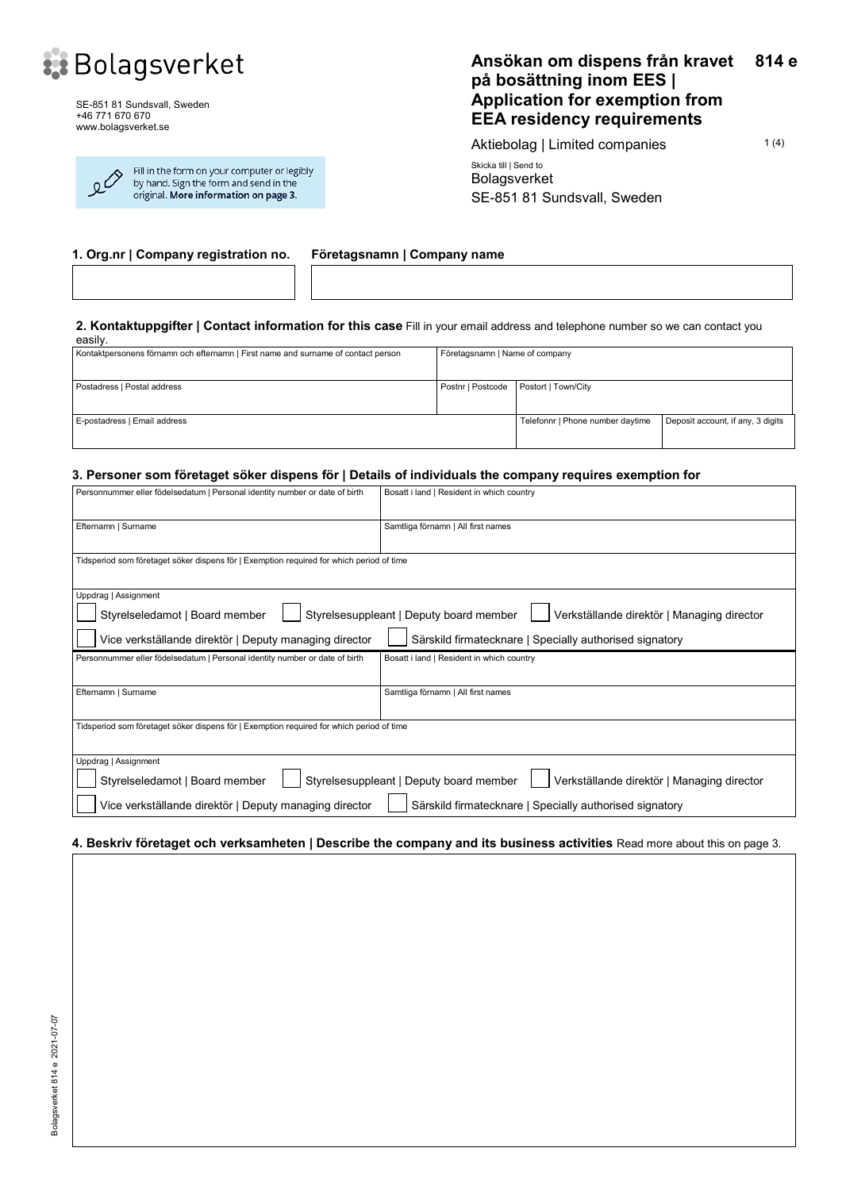Bolagsverket

SE-851 81 Sundsvall, Sweden
+46 771 670 670
www.bolagsverket.se

Fill in the form on your computer or legibly by hand. Sign the form and send in the original. **More information on page 3.**

# Ansökan om dispens från kravet på bosättning inom EES | Application for exemption from EEA residency requirements **814 e**

Aktiebolag | Limited companies

Skicka till | Send to
Bolagsverket
SE-851 81 Sundsvall, Sweden

### 1. Org.nr | Company registration no.

### Företagsnamn | Company name

| Org.nr | Company registration no. | Företagsnamn | Company name |
|---|---|
| | |

### 2. Kontaktuppgifter | Contact information for this case

Fill in your email address and telephone number so we can contact you easily.

| Kontaktpersonens förnamn och efternamn \| First name and surname of contact person | | Företagsnamn \| Name of company | |
|---|---|---|---|
| | | | |
| Postadress \| Postal address | Postnr \| Postcode | Postort \| Town/City | |
| | | | |
| E-postadress \| Email address | | Telefonnr \| Phone number daytime | Deposit account, if any, 3 digits |
| | | | |

### 3. Personer som företaget söker dispens för | Details of individuals the company requires exemption for

| Personnummer eller födelsedatum \| Personal identity number or date of birth | Bosatt i land \| Resident in which country |
|---|---|
| | |
| Efternamn \| Surname | Samtliga förnamn \| All first names |
| | |
| Tidsperiod som företaget söker dispens för \| Exemption required for which period of time | |
| | |

Uppdrag | Assignment

- ☐ Styrelseledamot | Board member
- ☐ Styrelsesuppleant | Deputy board member
- ☐ Verkställande direktör | Managing director
- ☐ Vice verkställande direktör | Deputy managing director
- ☐ Särskild firmatecknare | Specially authorised signatory

| Personnummer eller födelsedatum \| Personal identity number or date of birth | Bosatt i land \| Resident in which country |
|---|---|
| | |
| Efternamn \| Surname | Samtliga förnamn \| All first names |
| | |
| Tidsperiod som företaget söker dispens för \| Exemption required for which period of time | |
| | |

Uppdrag | Assignment

- ☐ Styrelseledamot | Board member
- ☐ Styrelsesuppleant | Deputy board member
- ☐ Verkställande direktör | Managing director
- ☐ Vice verkställande direktör | Deputy managing director
- ☐ Särskild firmatecknare | Specially authorised signatory

### 4. Beskriv företaget och verksamheten | Describe the company and its business activities

Read more about this on page 3.

Bolagsverket 814 e 2021-07-07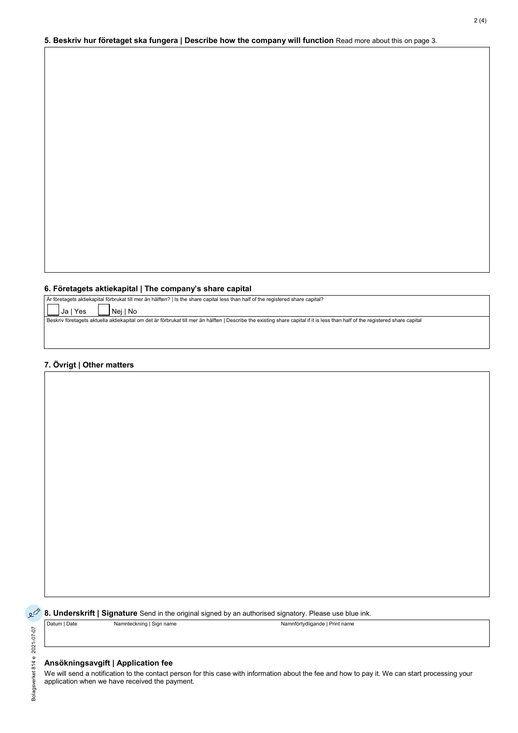## 5. Beskriv hur företaget ska fungera | Describe how the company will function

Read more about this on page 3.

## 6. Företagets aktiekapital | The company's share capital

Är företagets aktiekapital förbrukat till mer än hälften? | Is the share capital less than half of the registered share capital?

☐ Ja | Yes ☐ Nej | No

Beskriv företagets aktuella aktiekapital om det är förbrukat till mer än hälften | Describe the existing share capital if it is less than half of the registered share capital

## 7. Övrigt | Other matters

## 8. Underskrift | Signature

Send in the original signed by an authorised signatory. Please use blue ink.

| Datum \| Date | Namnteckning \| Sign name | Namnförtydligande \| Print name |
|---|---|---|
| | | |

## Ansökningsavgift | Application fee

We will send a notification to the contact person for this case with information about the fee and how to pay it. We can start processing your application when we have received the payment.

Bolagsverket 814 e 2021-07-07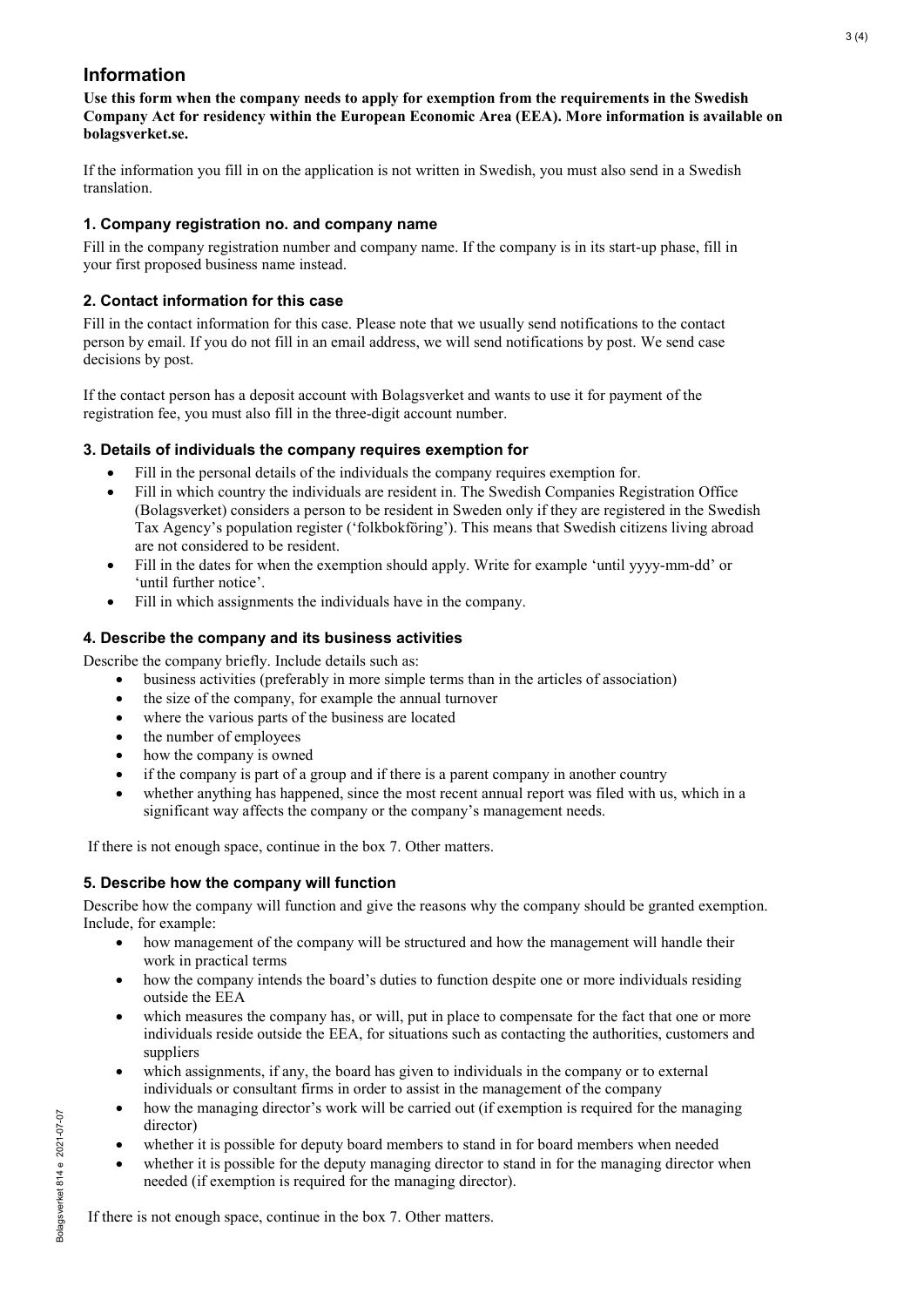# Information

**Use this form when the company needs to apply for exemption from the requirements in the Swedish Company Act for residency within the European Economic Area (EEA). More information is available on bolagsverket.se.**

If the information you fill in on the application is not written in Swedish, you must also send in a Swedish translation.

### 1. Company registration no. and company name

Fill in the company registration number and company name. If the company is in its start-up phase, fill in your first proposed business name instead.

### 2. Contact information for this case

Fill in the contact information for this case. Please note that we usually send notifications to the contact person by email. If you do not fill in an email address, we will send notifications by post. We send case decisions by post.

If the contact person has a deposit account with Bolagsverket and wants to use it for payment of the registration fee, you must also fill in the three-digit account number.

### 3. Details of individuals the company requires exemption for

- Fill in the personal details of the individuals the company requires exemption for.
- Fill in which country the individuals are resident in. The Swedish Companies Registration Office (Bolagsverket) considers a person to be resident in Sweden only if they are registered in the Swedish Tax Agency's population register ('folkbokföring'). This means that Swedish citizens living abroad are not considered to be resident.
- Fill in the dates for when the exemption should apply. Write for example 'until yyyy-mm-dd' or 'until further notice'.
- Fill in which assignments the individuals have in the company.

### 4. Describe the company and its business activities

Describe the company briefly. Include details such as:

- business activities (preferably in more simple terms than in the articles of association)
- the size of the company, for example the annual turnover
- where the various parts of the business are located
- the number of employees
- how the company is owned
- if the company is part of a group and if there is a parent company in another country
- whether anything has happened, since the most recent annual report was filed with us, which in a significant way affects the company or the company's management needs.

If there is not enough space, continue in the box 7. Other matters.

### 5. Describe how the company will function

Describe how the company will function and give the reasons why the company should be granted exemption. Include, for example:

- how management of the company will be structured and how the management will handle their work in practical terms
- how the company intends the board's duties to function despite one or more individuals residing outside the EEA
- which measures the company has, or will, put in place to compensate for the fact that one or more individuals reside outside the EEA, for situations such as contacting the authorities, customers and suppliers
- which assignments, if any, the board has given to individuals in the company or to external individuals or consultant firms in order to assist in the management of the company
- how the managing director's work will be carried out (if exemption is required for the managing director)
- whether it is possible for deputy board members to stand in for board members when needed
- whether it is possible for the deputy managing director to stand in for the managing director when needed (if exemption is required for the managing director).

If there is not enough space, continue in the box 7. Other matters.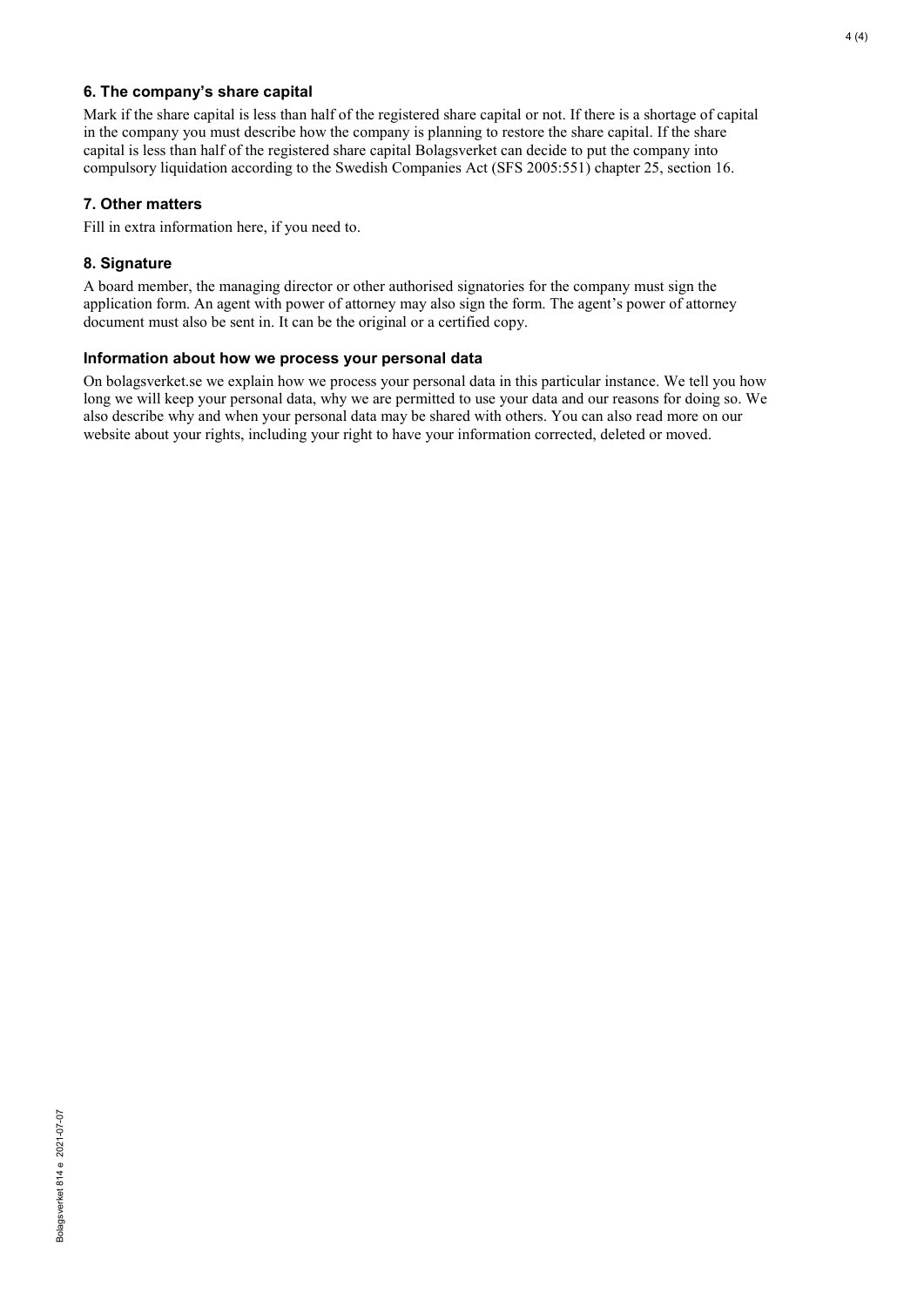### 6. The company's share capital

Mark if the share capital is less than half of the registered share capital or not. If there is a shortage of capital in the company you must describe how the company is planning to restore the share capital. If the share capital is less than half of the registered share capital Bolagsverket can decide to put the company into compulsory liquidation according to the Swedish Companies Act (SFS 2005:551) chapter 25, section 16.

### 7. Other matters

Fill in extra information here, if you need to.

### 8. Signature

A board member, the managing director or other authorised signatories for the company must sign the application form. An agent with power of attorney may also sign the form. The agent's power of attorney document must also be sent in. It can be the original or a certified copy.

### Information about how we process your personal data

On bolagsverket.se we explain how we process your personal data in this particular instance. We tell you how long we will keep your personal data, why we are permitted to use your data and our reasons for doing so. We also describe why and when your personal data may be shared with others. You can also read more on our website about your rights, including your right to have your information corrected, deleted or moved.